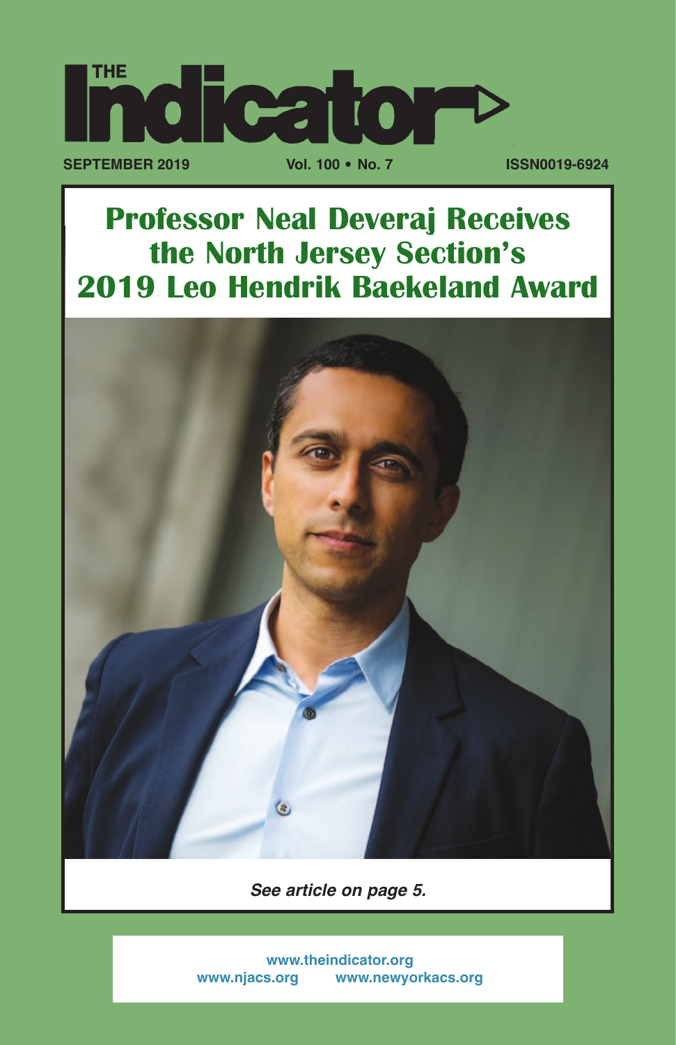# THE Indicator

**SEPTEMBER 2019** **Vol. 100 • No. 7** **ISSN0019-6924**

## Professor Neal Deveraj Receives the North Jersey Section's 2019 Leo Hendrik Baekeland Award

***See article on page 5.***

www.theindicator.org
www.njacs.org www.newyorkacs.org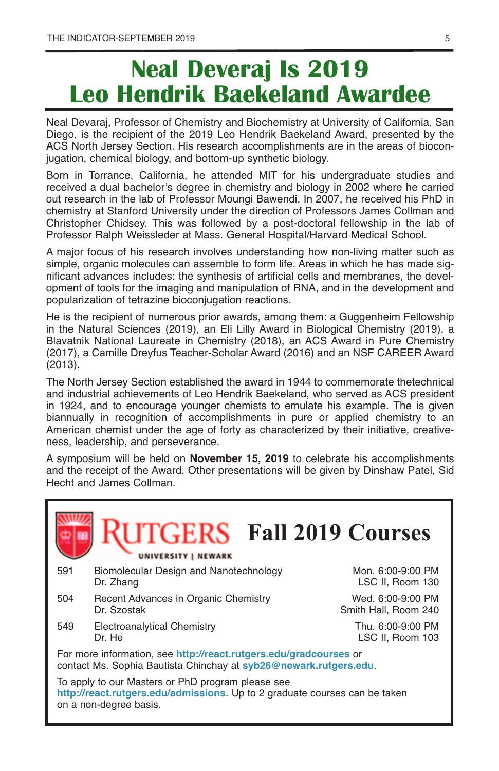# Neal Deveraj Is 2019 Leo Hendrik Baekeland Awardee

Neal Devaraj, Professor of Chemistry and Biochemistry at University of California, San Diego, is the recipient of the 2019 Leo Hendrik Baekeland Award, presented by the ACS North Jersey Section. His research accomplishments are in the areas of bioconjugation, chemical biology, and bottom-up synthetic biology.

Born in Torrance, California, he attended MIT for his undergraduate studies and received a dual bachelor's degree in chemistry and biology in 2002 where he carried out research in the lab of Professor Moungi Bawendi. In 2007, he received his PhD in chemistry at Stanford University under the direction of Professors James Collman and Christopher Chidsey. This was followed by a post-doctoral fellowship in the lab of Professor Ralph Weissleder at Mass. General Hospital/Harvard Medical School.

A major focus of his research involves understanding how non-living matter such as simple, organic molecules can assemble to form life. Areas in which he has made significant advances includes: the synthesis of artificial cells and membranes, the development of tools for the imaging and manipulation of RNA, and in the development and popularization of tetrazine bioconjugation reactions.

He is the recipient of numerous prior awards, among them: a Guggenheim Fellowship in the Natural Sciences (2019), an Eli Lilly Award in Biological Chemistry (2019), a Blavatnik National Laureate in Chemistry (2018), an ACS Award in Pure Chemistry (2017), a Camille Dreyfus Teacher-Scholar Award (2016) and an NSF CAREER Award (2013).

The North Jersey Section established the award in 1944 to commemorate thetechnical and industrial achievements of Leo Hendrik Baekeland, who served as ACS president in 1924, and to encourage younger chemists to emulate his example. The is given biannually in recognition of accomplishments in pure or applied chemistry to an American chemist under the age of forty as characterized by their initiative, creativeness, leadership, and perseverance.

A symposium will be held on **November 15, 2019** to celebrate his accomplishments and the receipt of the Award. Other presentations will be given by Dinshaw Patel, Sid Hecht and James Collman.

---

RUTGERS UNIVERSITY | NEWARK

## Fall 2019 Courses

| | | |
|---|---|---|
| 591 | Biomolecular Design and Nanotechnology<br>Dr. Zhang | Mon. 6:00-9:00 PM<br>LSC II, Room 130 |
| 504 | Recent Advances in Organic Chemistry<br>Dr. Szostak | Wed. 6:00-9:00 PM<br>Smith Hall, Room 240 |
| 549 | Electroanalytical Chemistry<br>Dr. He | Thu. 6:00-9:00 PM<br>LSC II, Room 103 |

For more information, see **http://react.rutgers.edu/gradcourses** or contact Ms. Sophia Bautista Chinchay at **syb26@newark.rutgers.edu**.

To apply to our Masters or PhD program please see **http://react.rutgers.edu/admissions**. Up to 2 graduate courses can be taken on a non-degree basis.